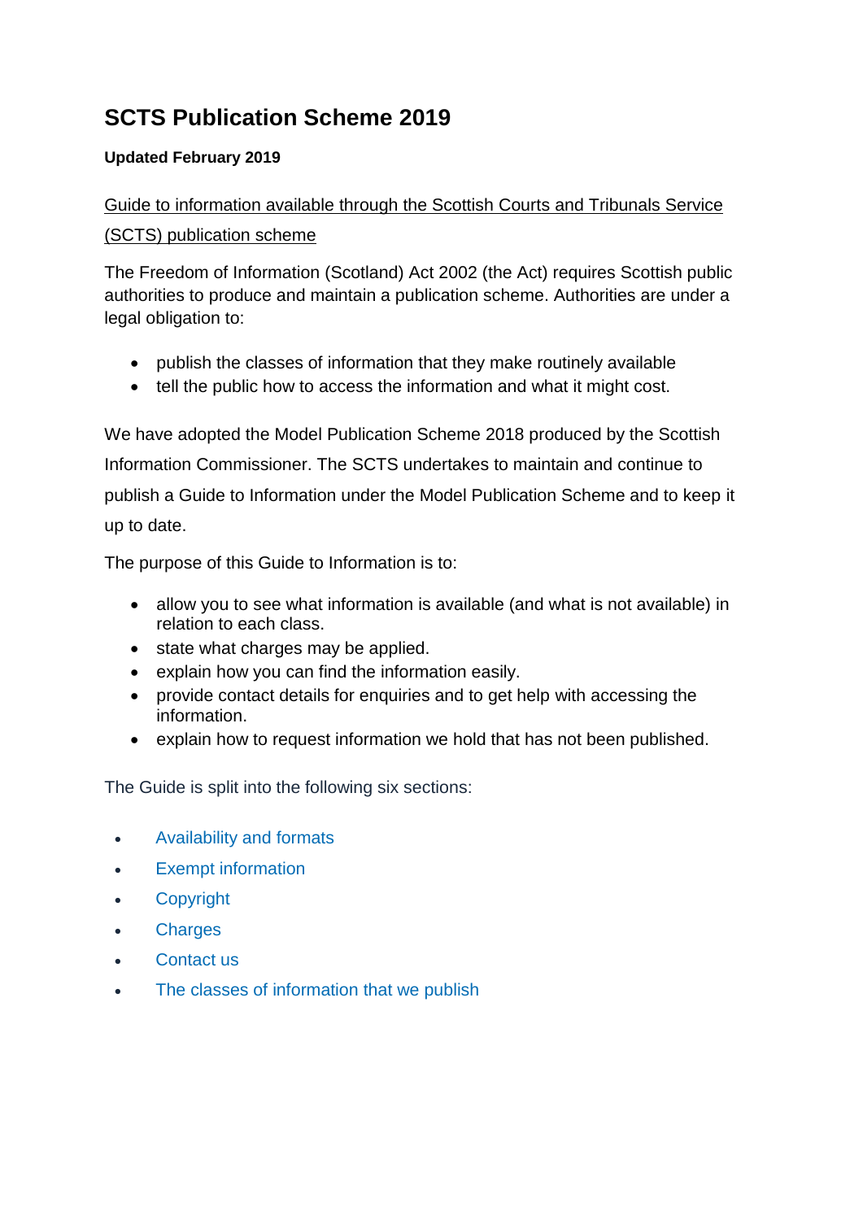# SCTS Publication Scheme 2019

**Updated February 2019**

Guide to information available through the Scottish Courts and Tribunals Service (SCTS) publication scheme

The Freedom of Information (Scotland) Act 2002 (the Act) requires Scottish public authorities to produce and maintain a publication scheme. Authorities are under a legal obligation to:

- publish the classes of information that they make routinely available
- tell the public how to access the information and what it might cost.

We have adopted the Model Publication Scheme 2018 produced by the Scottish Information Commissioner. The SCTS undertakes to maintain and continue to publish a Guide to Information under the Model Publication Scheme and to keep it up to date.

The purpose of this Guide to Information is to:

- allow you to see what information is available (and what is not available) in relation to each class.
- state what charges may be applied.
- explain how you can find the information easily.
- provide contact details for enquiries and to get help with accessing the information.
- explain how to request information we hold that has not been published.

The Guide is split into the following six sections:

- Availability and formats
- Exempt information
- Copyright
- Charges
- Contact us
- The classes of information that we publish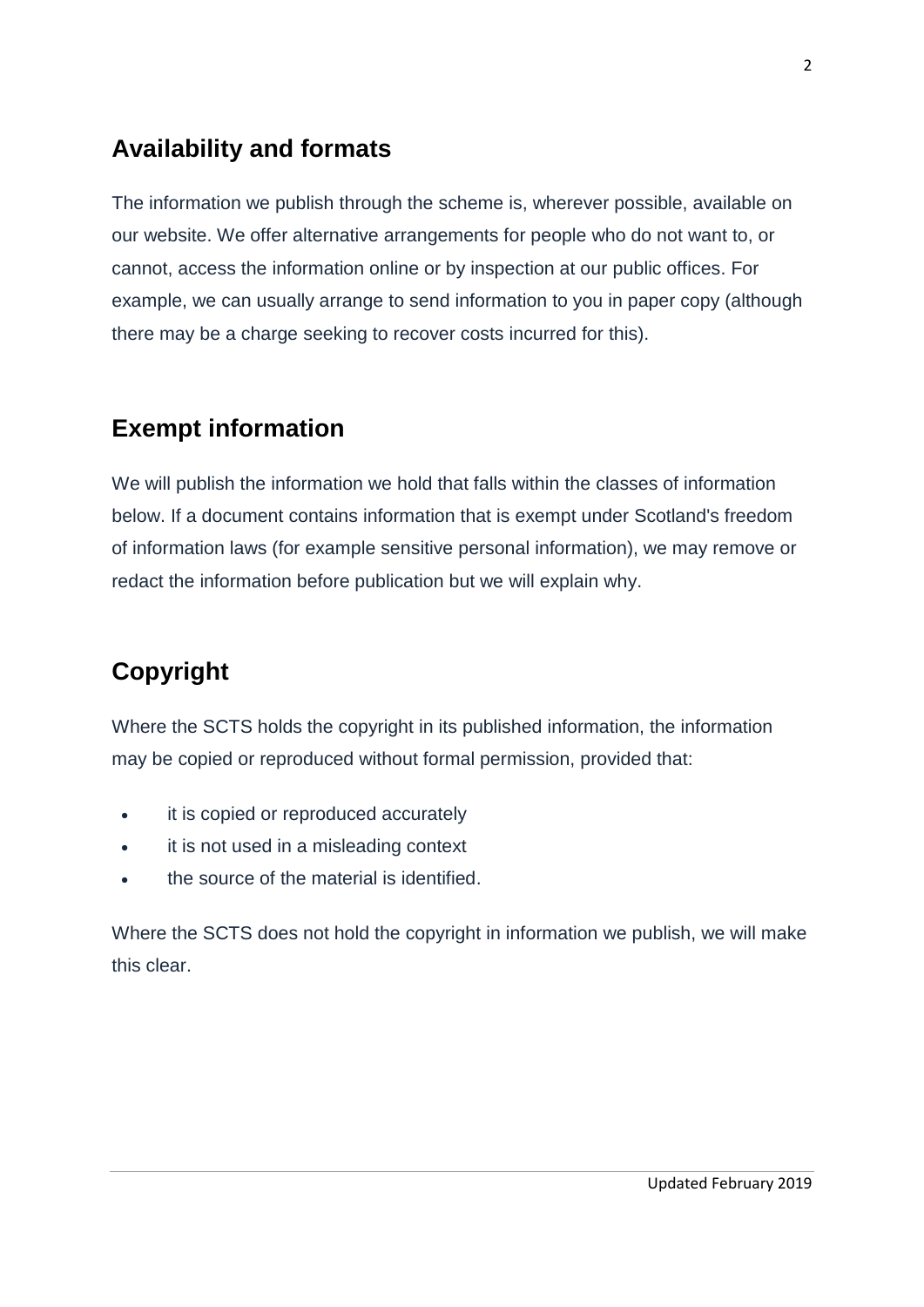## Availability and formats

The information we publish through the scheme is, wherever possible, available on our website. We offer alternative arrangements for people who do not want to, or cannot, access the information online or by inspection at our public offices. For example, we can usually arrange to send information to you in paper copy (although there may be a charge seeking to recover costs incurred for this).

## Exempt information

We will publish the information we hold that falls within the classes of information below. If a document contains information that is exempt under Scotland's freedom of information laws (for example sensitive personal information), we may remove or redact the information before publication but we will explain why.

## Copyright

Where the SCTS holds the copyright in its published information, the information may be copied or reproduced without formal permission, provided that:

- it is copied or reproduced accurately
- it is not used in a misleading context
- the source of the material is identified.

Where the SCTS does not hold the copyright in information we publish, we will make this clear.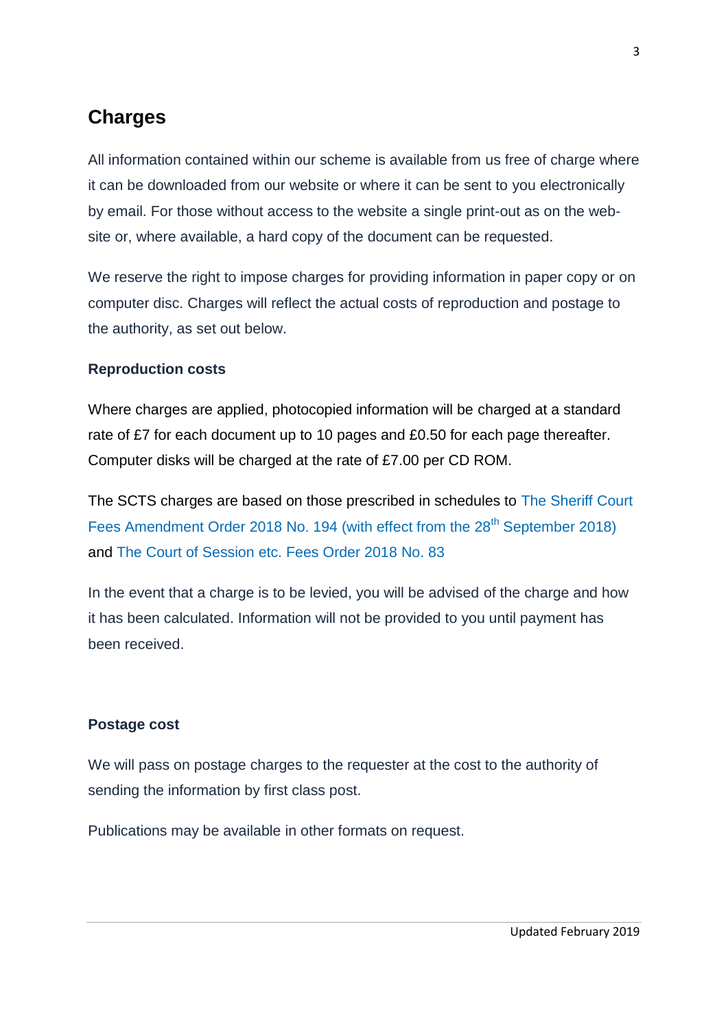## Charges

All information contained within our scheme is available from us free of charge where it can be downloaded from our website or where it can be sent to you electronically by email. For those without access to the website a single print-out as on the web-site or, where available, a hard copy of the document can be requested.

We reserve the right to impose charges for providing information in paper copy or on computer disc. Charges will reflect the actual costs of reproduction and postage to the authority, as set out below.

**Reproduction costs**

Where charges are applied, photocopied information will be charged at a standard rate of £7 for each document up to 10 pages and £0.50 for each page thereafter. Computer disks will be charged at the rate of £7.00 per CD ROM.

The SCTS charges are based on those prescribed in schedules to The Sheriff Court Fees Amendment Order 2018 No. 194 (with effect from the 28th September 2018) and The Court of Session etc. Fees Order 2018 No. 83

In the event that a charge is to be levied, you will be advised of the charge and how it has been calculated. Information will not be provided to you until payment has been received.

**Postage cost**

We will pass on postage charges to the requester at the cost to the authority of sending the information by first class post.

Publications may be available in other formats on request.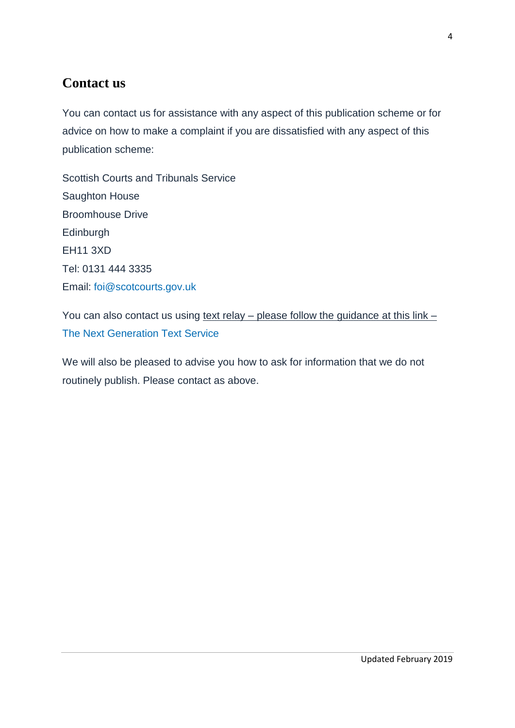## Contact us

You can contact us for assistance with any aspect of this publication scheme or for advice on how to make a complaint if you are dissatisfied with any aspect of this publication scheme:

Scottish Courts and Tribunals Service
Saughton House
Broomhouse Drive
Edinburgh
EH11 3XD
Tel: 0131 444 3335
Email: foi@scotcourts.gov.uk

You can also contact us using text relay – please follow the guidance at this link – The Next Generation Text Service

We will also be pleased to advise you how to ask for information that we do not routinely publish. Please contact as above.

Updated February 2019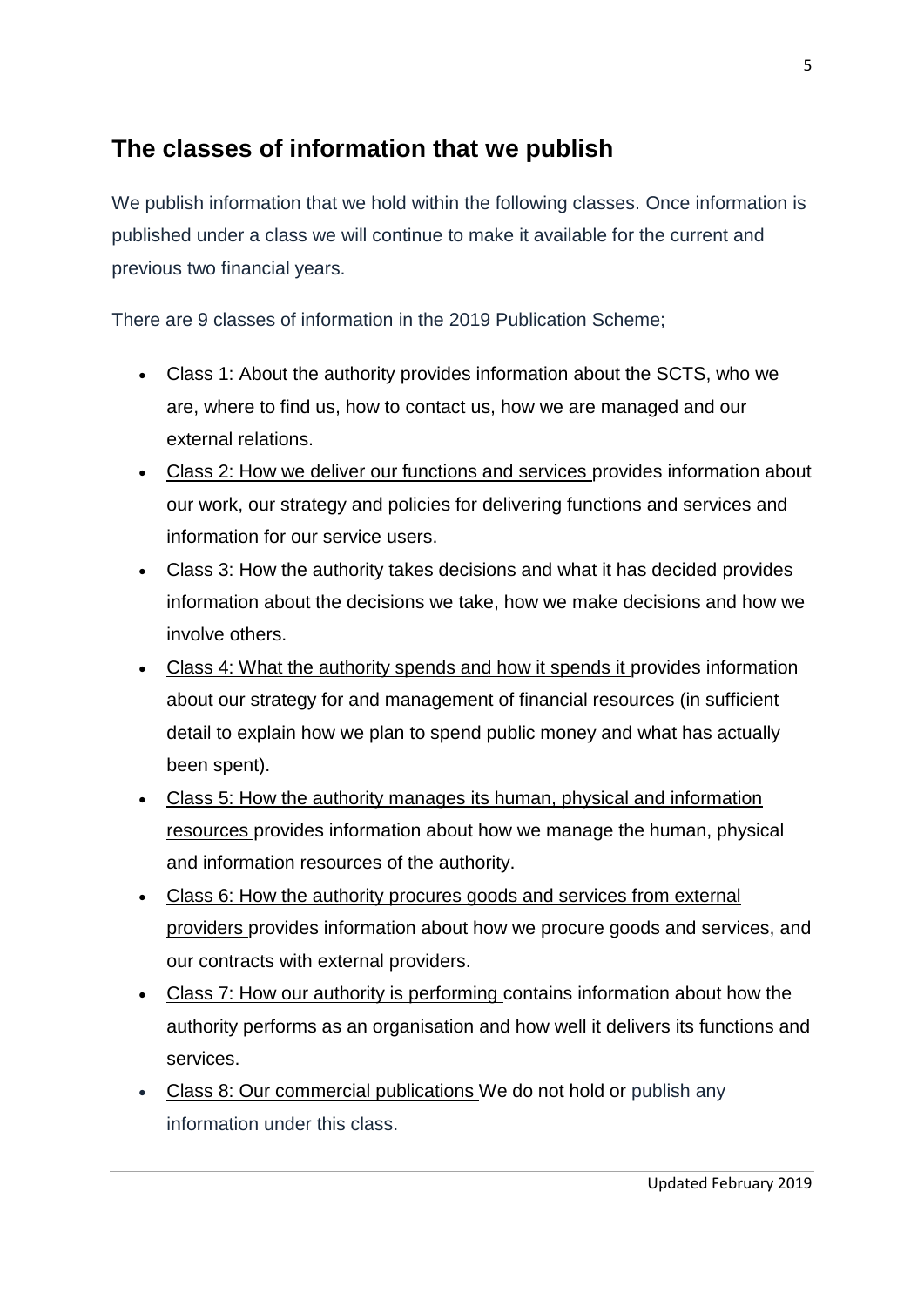## The classes of information that we publish

We publish information that we hold within the following classes. Once information is published under a class we will continue to make it available for the current and previous two financial years.

There are 9 classes of information in the 2019 Publication Scheme;

- Class 1: About the authority provides information about the SCTS, who we are, where to find us, how to contact us, how we are managed and our external relations.
- Class 2: How we deliver our functions and services provides information about our work, our strategy and policies for delivering functions and services and information for our service users.
- Class 3: How the authority takes decisions and what it has decided provides information about the decisions we take, how we make decisions and how we involve others.
- Class 4: What the authority spends and how it spends it provides information about our strategy for and management of financial resources (in sufficient detail to explain how we plan to spend public money and what has actually been spent).
- Class 5: How the authority manages its human, physical and information resources provides information about how we manage the human, physical and information resources of the authority.
- Class 6: How the authority procures goods and services from external providers provides information about how we procure goods and services, and our contracts with external providers.
- Class 7: How our authority is performing contains information about how the authority performs as an organisation and how well it delivers its functions and services.
- Class 8: Our commercial publications We do not hold or publish any information under this class.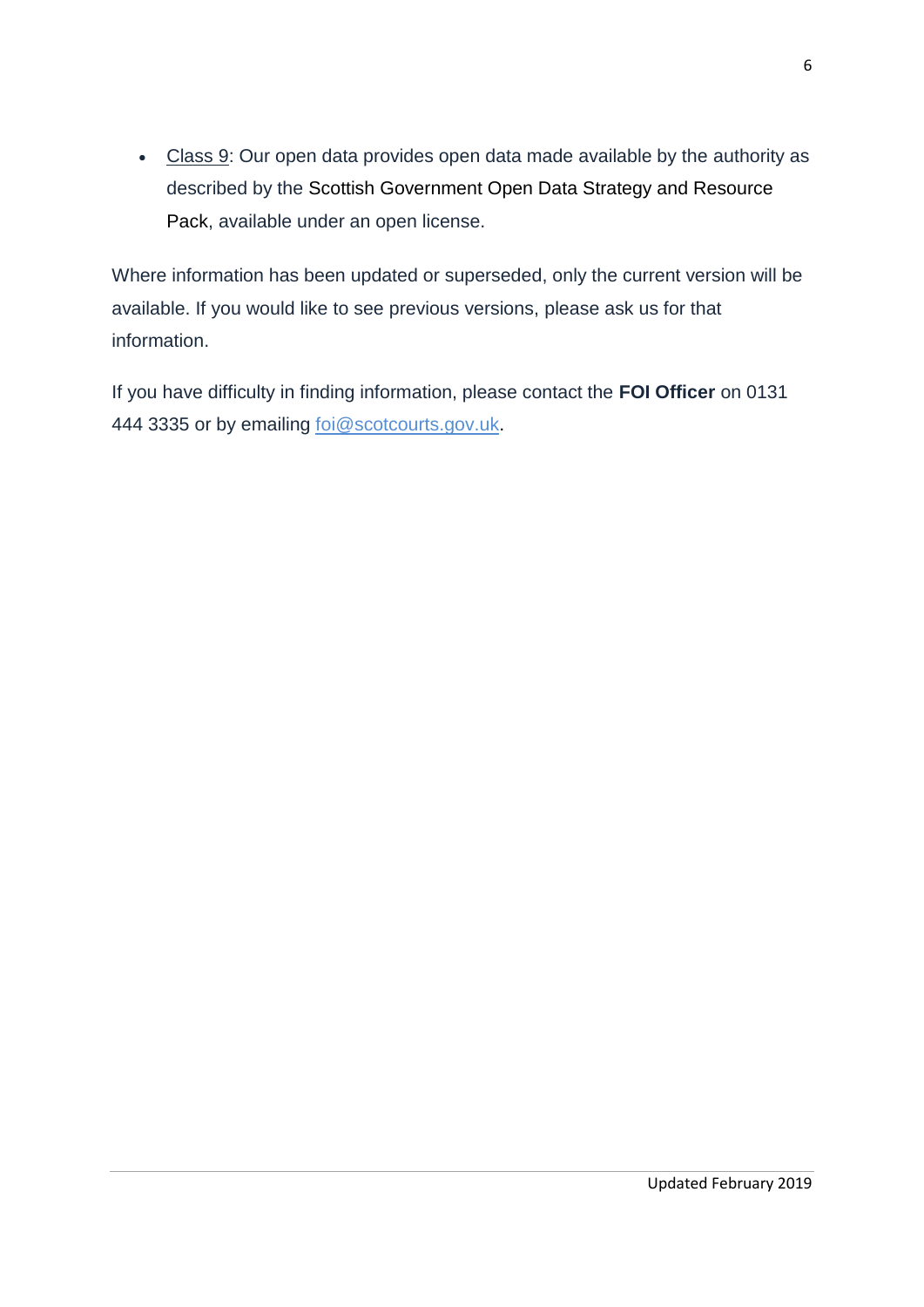- Class 9: Our open data provides open data made available by the authority as described by the Scottish Government Open Data Strategy and Resource Pack, available under an open license.

Where information has been updated or superseded, only the current version will be available. If you would like to see previous versions, please ask us for that information.

If you have difficulty in finding information, please contact the **FOI Officer** on 0131 444 3335 or by emailing foi@scotcourts.gov.uk.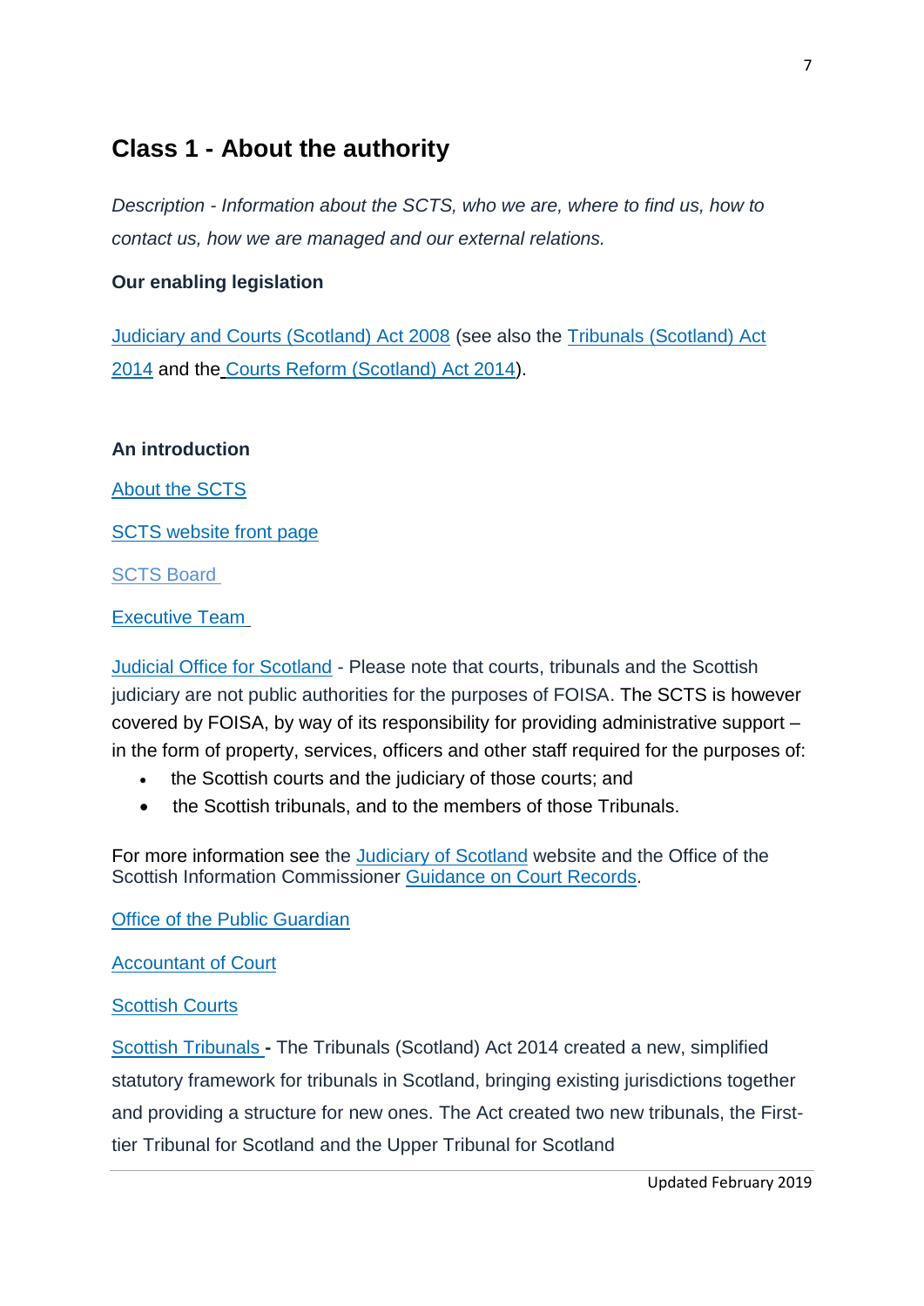## Class 1 - About the authority

*Description - Information about the SCTS, who we are, where to find us, how to contact us, how we are managed and our external relations.*

**Our enabling legislation**

Judiciary and Courts (Scotland) Act 2008 (see also the Tribunals (Scotland) Act 2014 and the Courts Reform (Scotland) Act 2014).

**An introduction**

About the SCTS

SCTS website front page

SCTS Board

Executive Team

Judicial Office for Scotland - Please note that courts, tribunals and the Scottish judiciary are not public authorities for the purposes of FOISA. The SCTS is however covered by FOISA, by way of its responsibility for providing administrative support – in the form of property, services, officers and other staff required for the purposes of:

- the Scottish courts and the judiciary of those courts; and
- the Scottish tribunals, and to the members of those Tribunals.

For more information see the Judiciary of Scotland website and the Office of the Scottish Information Commissioner Guidance on Court Records.

Office of the Public Guardian

Accountant of Court

Scottish Courts

Scottish Tribunals - The Tribunals (Scotland) Act 2014 created a new, simplified statutory framework for tribunals in Scotland, bringing existing jurisdictions together and providing a structure for new ones. The Act created two new tribunals, the First-tier Tribunal for Scotland and the Upper Tribunal for Scotland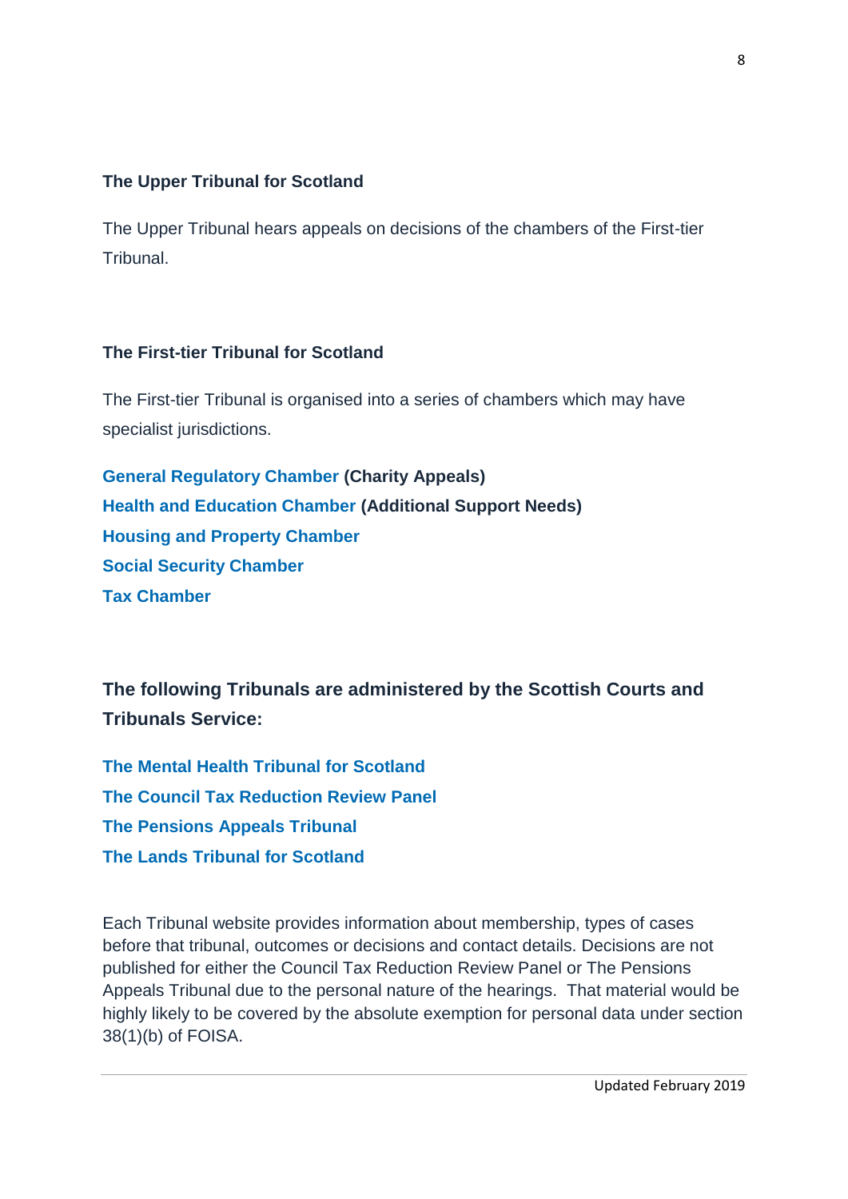**The Upper Tribunal for Scotland**

The Upper Tribunal hears appeals on decisions of the chambers of the First-tier Tribunal.

**The First-tier Tribunal for Scotland**

The First-tier Tribunal is organised into a series of chambers which may have specialist jurisdictions.

**General Regulatory Chamber (Charity Appeals)**
**Health and Education Chamber (Additional Support Needs)**
**Housing and Property Chamber**
**Social Security Chamber**
**Tax Chamber**

## The following Tribunals are administered by the Scottish Courts and Tribunals Service:

**The Mental Health Tribunal for Scotland**
**The Council Tax Reduction Review Panel**
**The Pensions Appeals Tribunal**
**The Lands Tribunal for Scotland**

Each Tribunal website provides information about membership, types of cases before that tribunal, outcomes or decisions and contact details. Decisions are not published for either the Council Tax Reduction Review Panel or The Pensions Appeals Tribunal due to the personal nature of the hearings. That material would be highly likely to be covered by the absolute exemption for personal data under section 38(1)(b) of FOISA.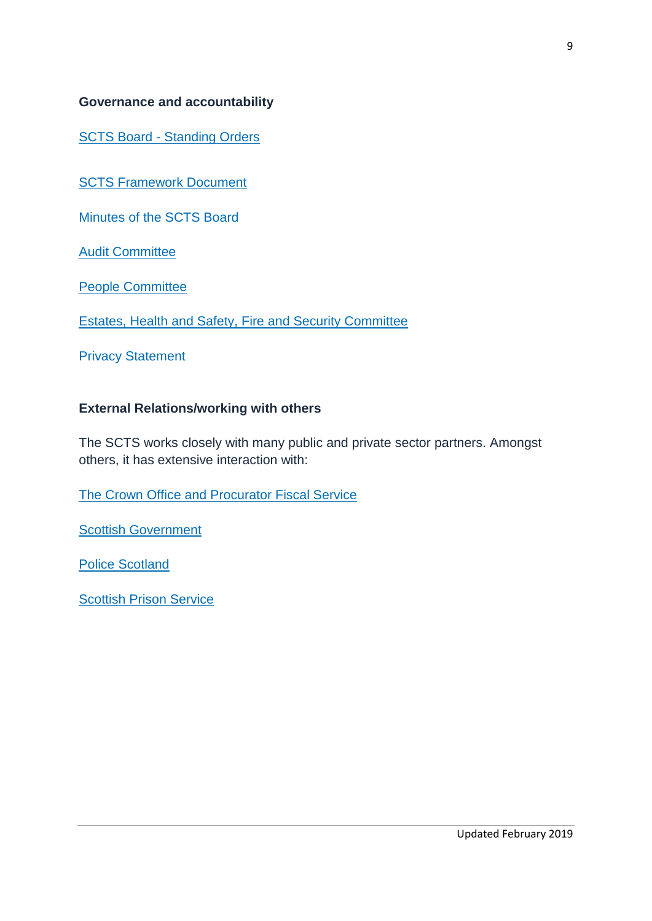**Governance and accountability**

SCTS Board - Standing Orders

SCTS Framework Document

Minutes of the SCTS Board

Audit Committee

People Committee

Estates, Health and Safety, Fire and Security Committee

Privacy Statement

**External Relations/working with others**

The SCTS works closely with many public and private sector partners. Amongst others, it has extensive interaction with:

The Crown Office and Procurator Fiscal Service

Scottish Government

Police Scotland

Scottish Prison Service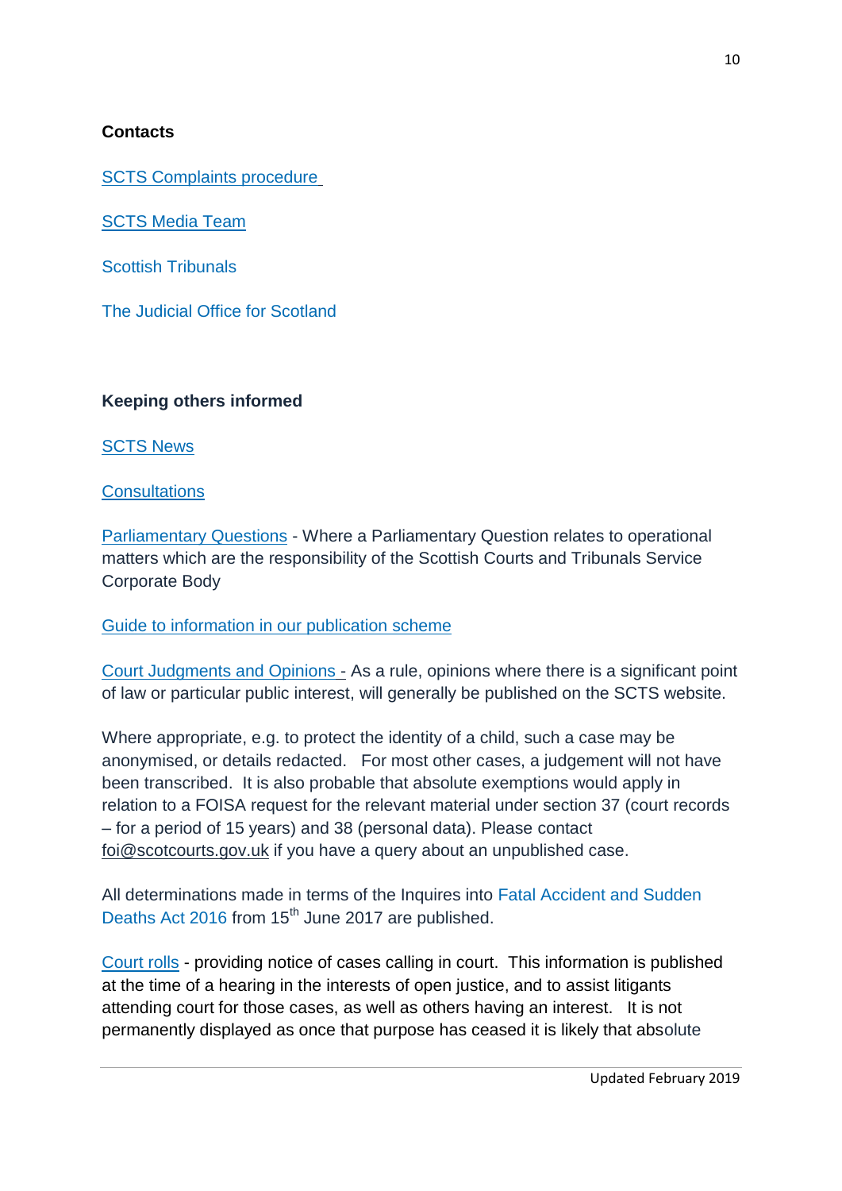**Contacts**

SCTS Complaints procedure

SCTS Media Team

Scottish Tribunals

The Judicial Office for Scotland

**Keeping others informed**

SCTS News

Consultations

Parliamentary Questions - Where a Parliamentary Question relates to operational matters which are the responsibility of the Scottish Courts and Tribunals Service Corporate Body

Guide to information in our publication scheme

Court Judgments and Opinions - As a rule, opinions where there is a significant point of law or particular public interest, will generally be published on the SCTS website.

Where appropriate, e.g. to protect the identity of a child, such a case may be anonymised, or details redacted. For most other cases, a judgement will not have been transcribed. It is also probable that absolute exemptions would apply in relation to a FOISA request for the relevant material under section 37 (court records – for a period of 15 years) and 38 (personal data). Please contact foi@scotcourts.gov.uk if you have a query about an unpublished case.

All determinations made in terms of the Inquires into Fatal Accident and Sudden Deaths Act 2016 from 15th June 2017 are published.

Court rolls - providing notice of cases calling in court. This information is published at the time of a hearing in the interests of open justice, and to assist litigants attending court for those cases, as well as others having an interest. It is not permanently displayed as once that purpose has ceased it is likely that absolute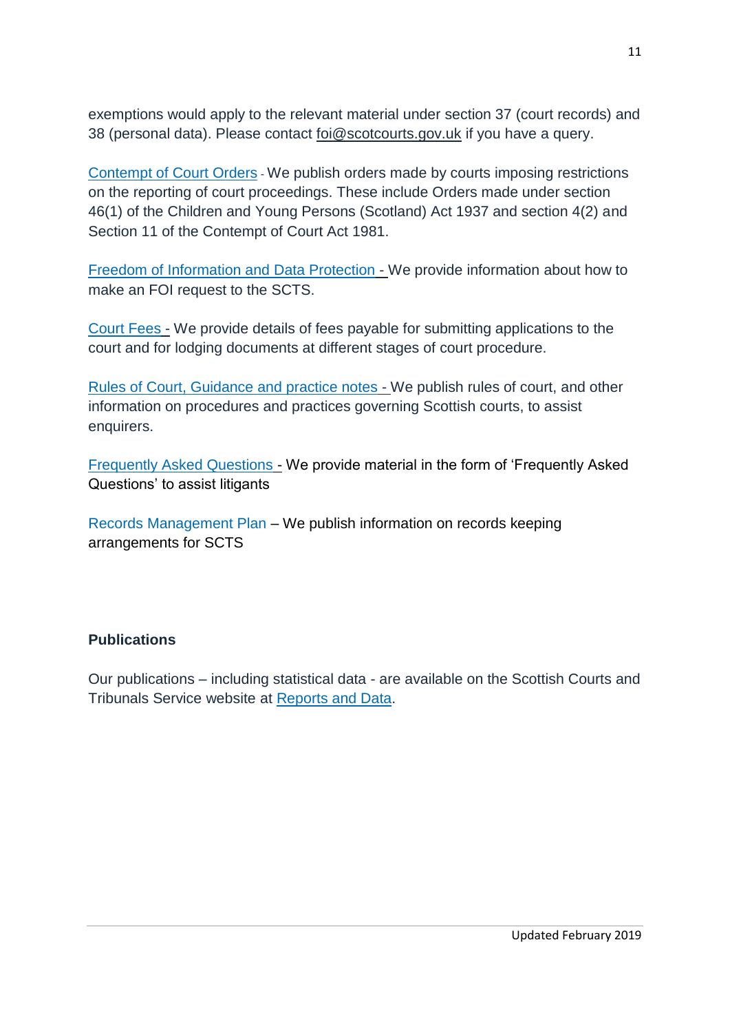exemptions would apply to the relevant material under section 37 (court records) and 38 (personal data). Please contact foi@scotcourts.gov.uk if you have a query.

Contempt of Court Orders - We publish orders made by courts imposing restrictions on the reporting of court proceedings. These include Orders made under section 46(1) of the Children and Young Persons (Scotland) Act 1937 and section 4(2) and Section 11 of the Contempt of Court Act 1981.

Freedom of Information and Data Protection - We provide information about how to make an FOI request to the SCTS.

Court Fees - We provide details of fees payable for submitting applications to the court and for lodging documents at different stages of court procedure.

Rules of Court, Guidance and practice notes - We publish rules of court, and other information on procedures and practices governing Scottish courts, to assist enquirers.

Frequently Asked Questions - We provide material in the form of 'Frequently Asked Questions' to assist litigants

Records Management Plan – We publish information on records keeping arrangements for SCTS

### Publications

Our publications – including statistical data - are available on the Scottish Courts and Tribunals Service website at Reports and Data.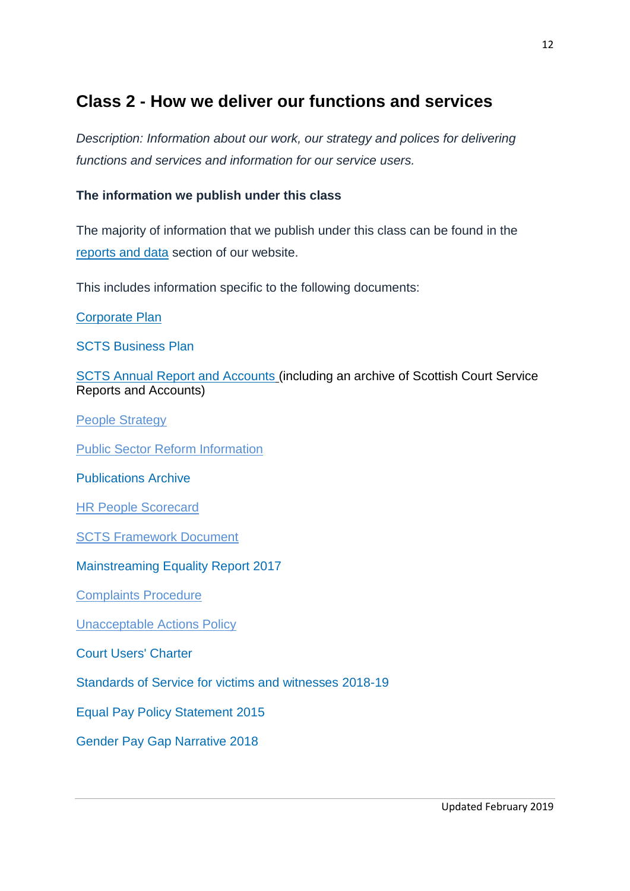## Class 2 - How we deliver our functions and services

*Description: Information about our work, our strategy and polices for delivering functions and services and information for our service users.*

**The information we publish under this class**

The majority of information that we publish under this class can be found in the reports and data section of our website.

This includes information specific to the following documents:

Corporate Plan

SCTS Business Plan

SCTS Annual Report and Accounts (including an archive of Scottish Court Service Reports and Accounts)

People Strategy

Public Sector Reform Information

Publications Archive

HR People Scorecard

SCTS Framework Document

Mainstreaming Equality Report 2017

Complaints Procedure

Unacceptable Actions Policy

Court Users' Charter

Standards of Service for victims and witnesses 2018-19

Equal Pay Policy Statement 2015

Gender Pay Gap Narrative 2018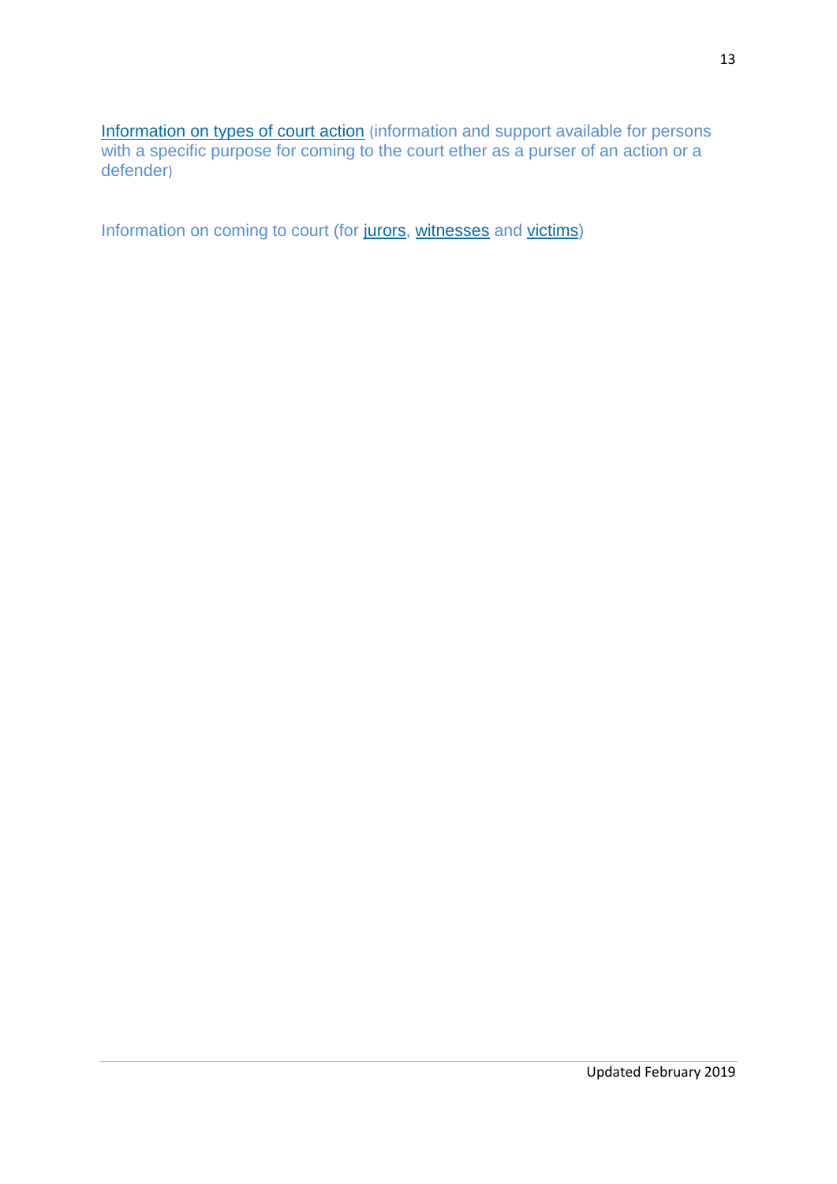Information on types of court action (information and support available for persons with a specific purpose for coming to the court ether as a purser of an action or a defender)

Information on coming to court (for jurors, witnesses and victims)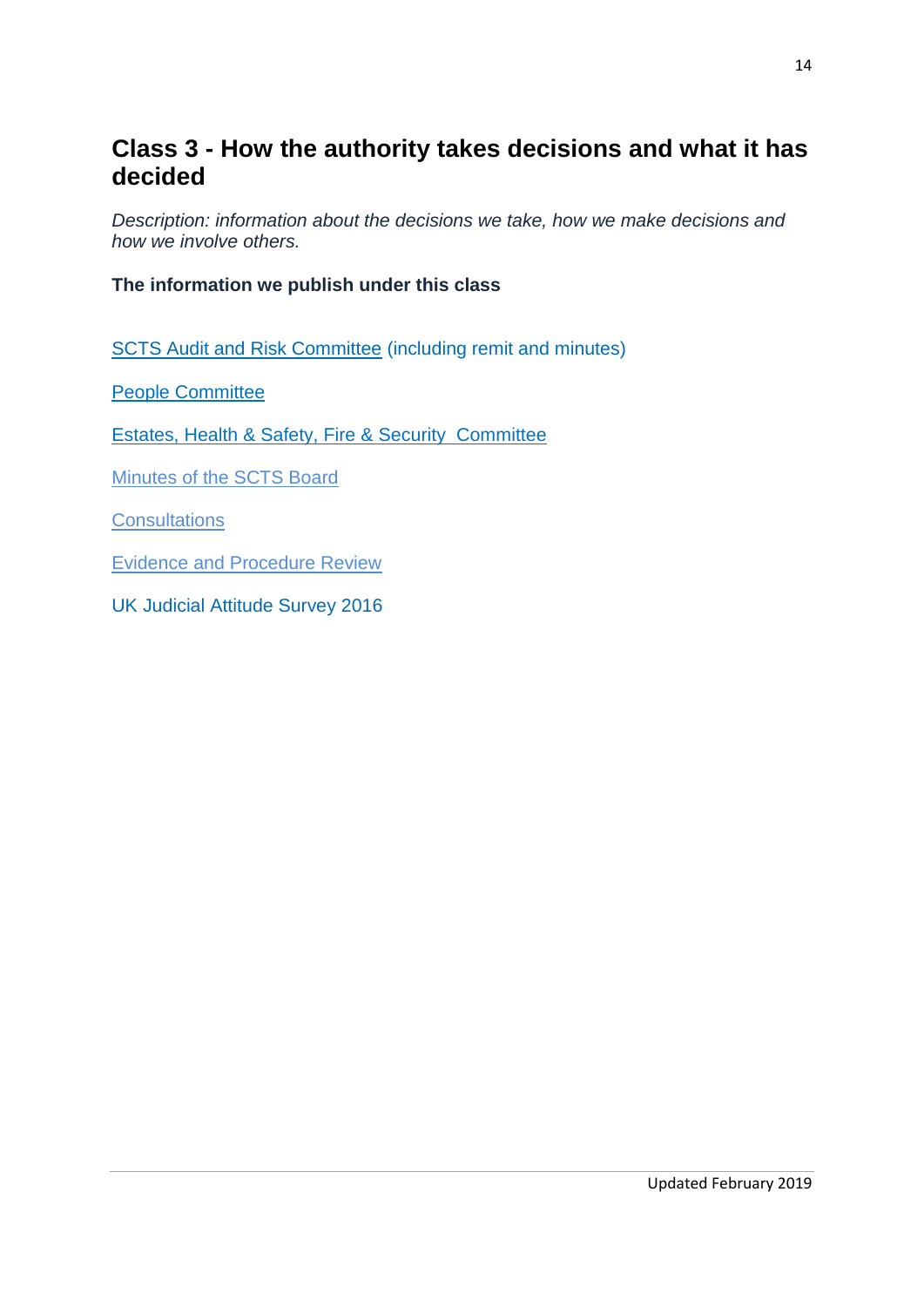## Class 3 - How the authority takes decisions and what it has decided

*Description: information about the decisions we take, how we make decisions and how we involve others.*

**The information we publish under this class**

SCTS Audit and Risk Committee (including remit and minutes)

People Committee

Estates, Health & Safety, Fire & Security Committee

Minutes of the SCTS Board

Consultations

Evidence and Procedure Review

UK Judicial Attitude Survey 2016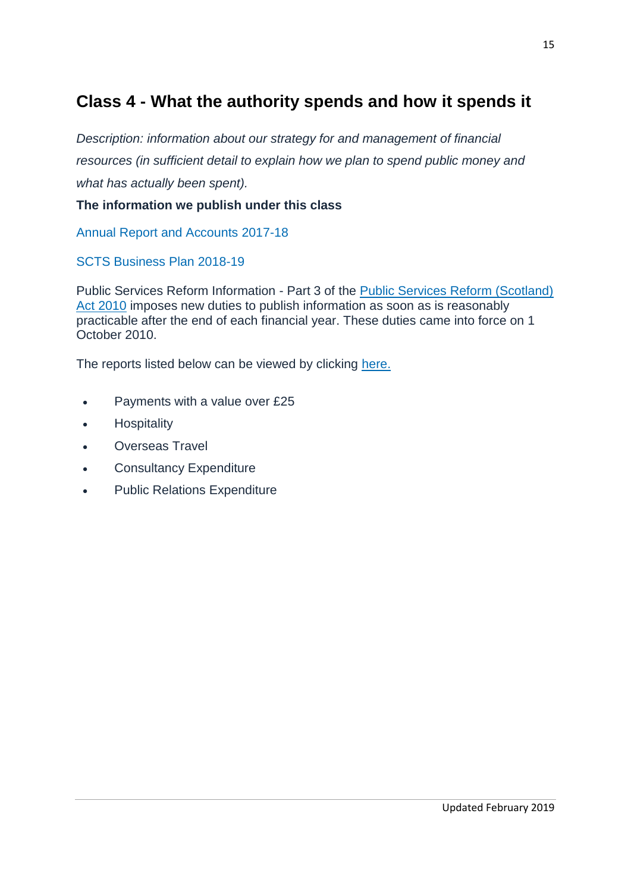## Class 4 - What the authority spends and how it spends it

*Description: information about our strategy for and management of financial resources (in sufficient detail to explain how we plan to spend public money and what has actually been spent).*

**The information we publish under this class**

Annual Report and Accounts 2017-18

SCTS Business Plan 2018-19

Public Services Reform Information - Part 3 of the Public Services Reform (Scotland) Act 2010 imposes new duties to publish information as soon as is reasonably practicable after the end of each financial year. These duties came into force on 1 October 2010.

The reports listed below can be viewed by clicking here.

- Payments with a value over £25
- Hospitality
- Overseas Travel
- Consultancy Expenditure
- Public Relations Expenditure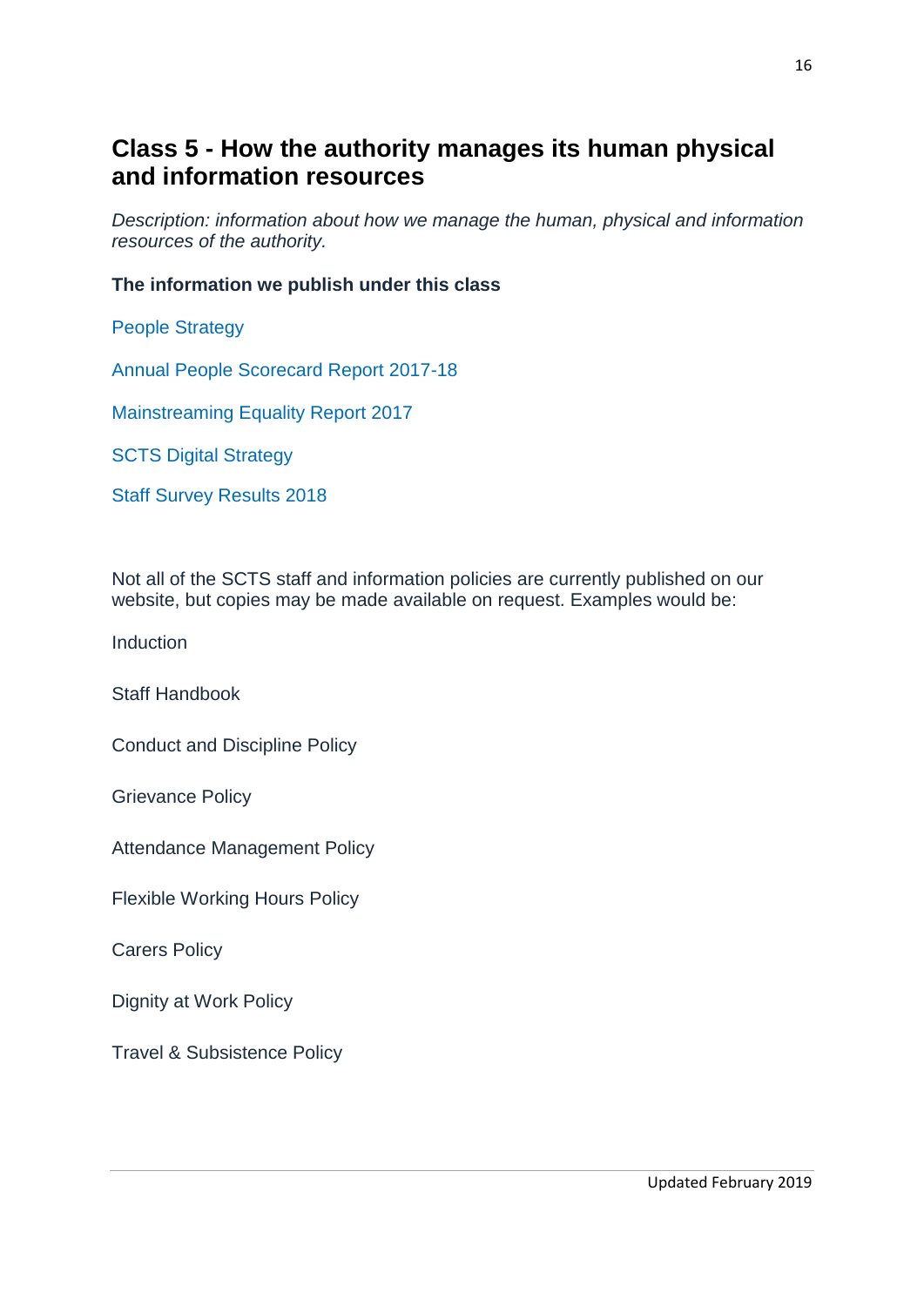## Class 5 - How the authority manages its human physical and information resources

*Description: information about how we manage the human, physical and information resources of the authority.*

**The information we publish under this class**

People Strategy

Annual People Scorecard Report 2017-18

Mainstreaming Equality Report 2017

SCTS Digital Strategy

Staff Survey Results 2018

Not all of the SCTS staff and information policies are currently published on our website, but copies may be made available on request. Examples would be:

Induction

Staff Handbook

Conduct and Discipline Policy

Grievance Policy

Attendance Management Policy

Flexible Working Hours Policy

Carers Policy

Dignity at Work Policy

Travel & Subsistence Policy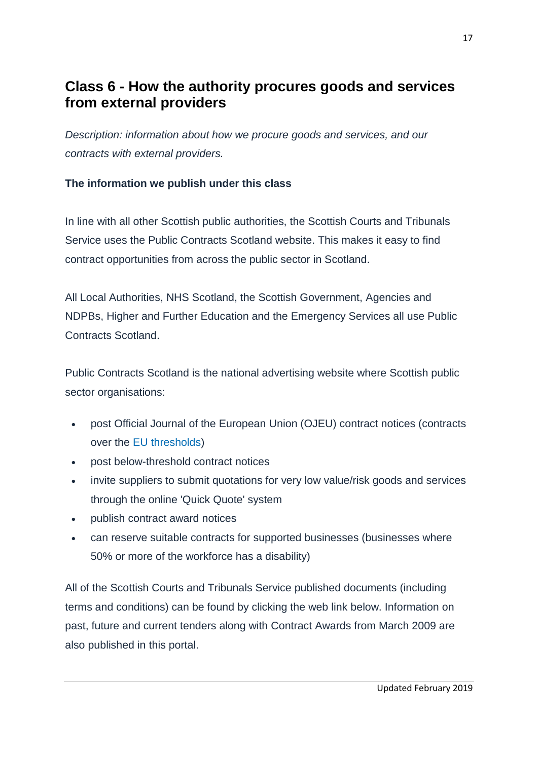## Class 6 - How the authority procures goods and services from external providers

*Description: information about how we procure goods and services, and our contracts with external providers.*

**The information we publish under this class**

In line with all other Scottish public authorities, the Scottish Courts and Tribunals Service uses the Public Contracts Scotland website. This makes it easy to find contract opportunities from across the public sector in Scotland.

All Local Authorities, NHS Scotland, the Scottish Government, Agencies and NDPBs, Higher and Further Education and the Emergency Services all use Public Contracts Scotland.

Public Contracts Scotland is the national advertising website where Scottish public sector organisations:

- post Official Journal of the European Union (OJEU) contract notices (contracts over the EU thresholds)
- post below-threshold contract notices
- invite suppliers to submit quotations for very low value/risk goods and services through the online 'Quick Quote' system
- publish contract award notices
- can reserve suitable contracts for supported businesses (businesses where 50% or more of the workforce has a disability)

All of the Scottish Courts and Tribunals Service published documents (including terms and conditions) can be found by clicking the web link below. Information on past, future and current tenders along with Contract Awards from March 2009 are also published in this portal.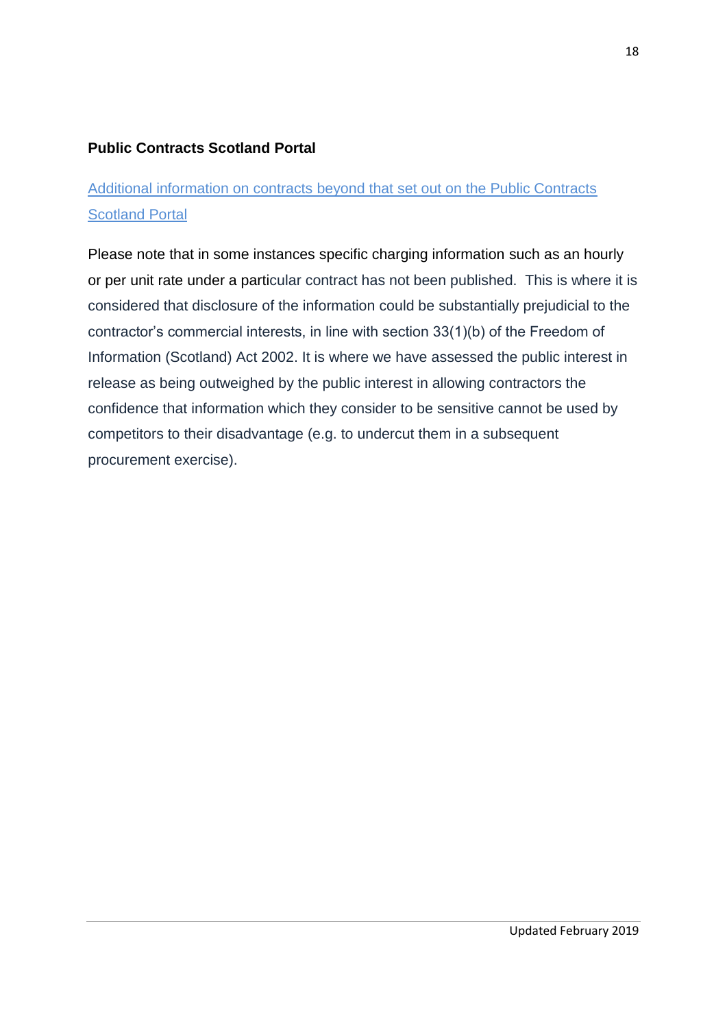**Public Contracts Scotland Portal**

Additional information on contracts beyond that set out on the Public Contracts Scotland Portal

Please note that in some instances specific charging information such as an hourly or per unit rate under a particular contract has not been published. This is where it is considered that disclosure of the information could be substantially prejudicial to the contractor's commercial interests, in line with section 33(1)(b) of the Freedom of Information (Scotland) Act 2002. It is where we have assessed the public interest in release as being outweighed by the public interest in allowing contractors the confidence that information which they consider to be sensitive cannot be used by competitors to their disadvantage (e.g. to undercut them in a subsequent procurement exercise).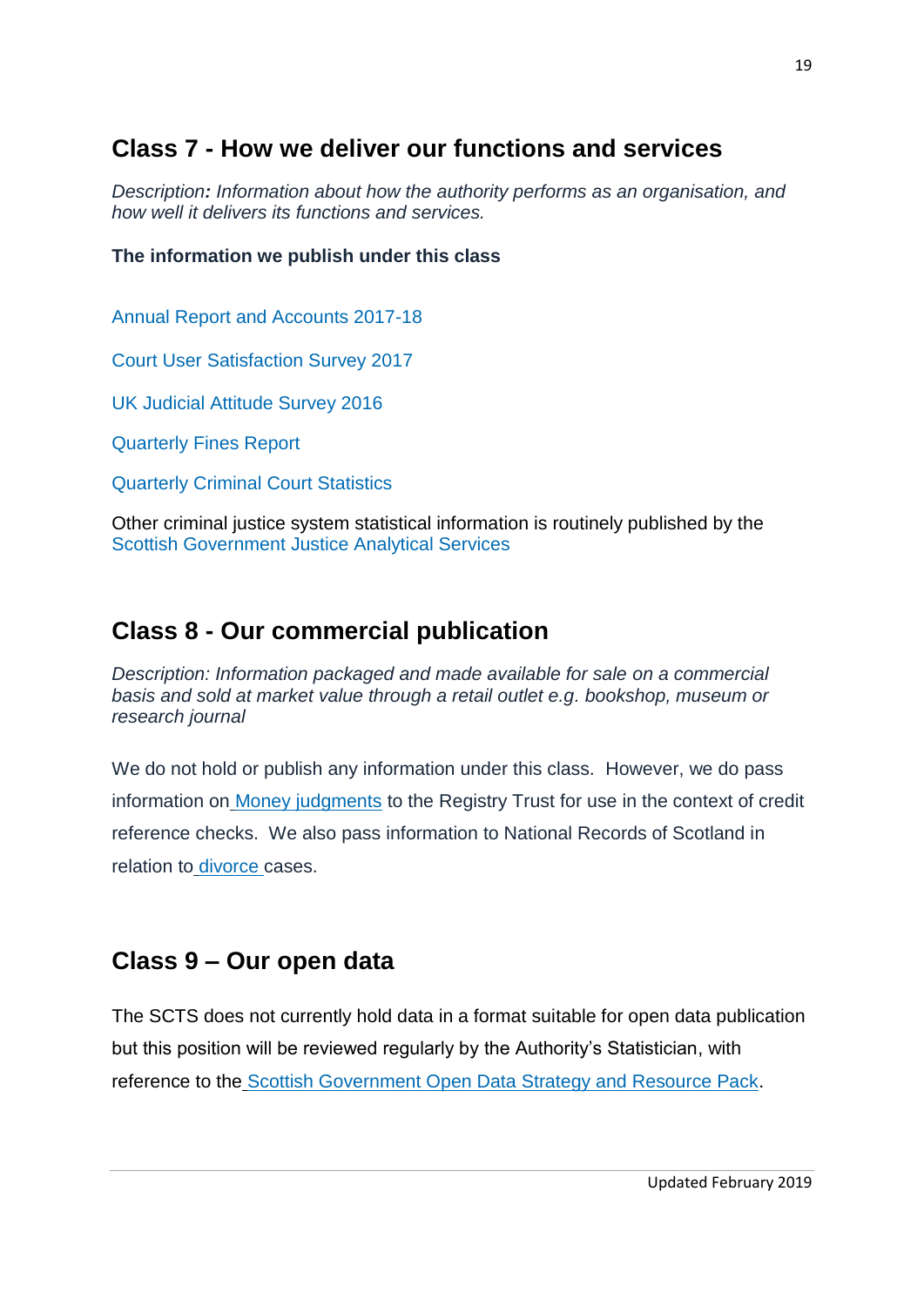## Class 7 - How we deliver our functions and services

*Description: Information about how the authority performs as an organisation, and how well it delivers its functions and services.*

**The information we publish under this class**

Annual Report and Accounts 2017-18

Court User Satisfaction Survey 2017

UK Judicial Attitude Survey 2016

Quarterly Fines Report

Quarterly Criminal Court Statistics

Other criminal justice system statistical information is routinely published by the Scottish Government Justice Analytical Services

## Class 8 - Our commercial publication

*Description: Information packaged and made available for sale on a commercial basis and sold at market value through a retail outlet e.g. bookshop, museum or research journal*

We do not hold or publish any information under this class. However, we do pass information on Money judgments to the Registry Trust for use in the context of credit reference checks. We also pass information to National Records of Scotland in relation to divorce cases.

## Class 9 – Our open data

The SCTS does not currently hold data in a format suitable for open data publication but this position will be reviewed regularly by the Authority's Statistician, with reference to the Scottish Government Open Data Strategy and Resource Pack.

Updated February 2019